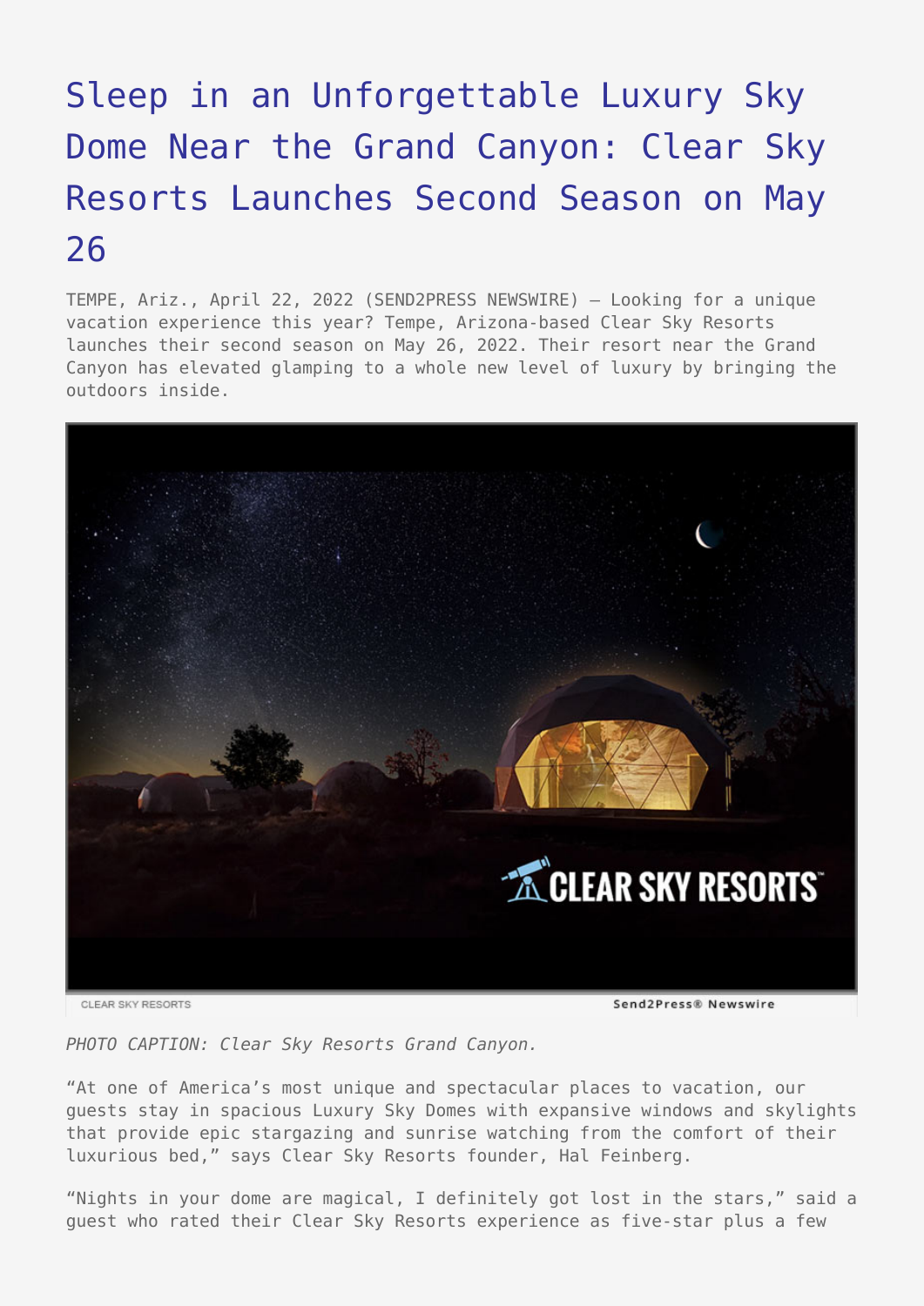# Sleep in an Unforgettable Luxury Sky Dome Near the Grand Canyon: Clear Sky Resorts Launches Second Season on May 26

TEMPE, Ariz., April 22, 2022 (SEND2PRESS NEWSWIRE) — Looking for a unique vacation experience this year? Tempe, Arizona-based Clear Sky Resorts launches their second season on May 26, 2022. Their resort near the Grand Canyon has elevated glamping to a whole new level of luxury by bringing the outdoors inside.

*PHOTO CAPTION: Clear Sky Resorts Grand Canyon.*

"At one of America's most unique and spectacular places to vacation, our guests stay in spacious Luxury Sky Domes with expansive windows and skylights that provide epic stargazing and sunrise watching from the comfort of their luxurious bed," says Clear Sky Resorts founder, Hal Feinberg.

"Nights in your dome are magical, I definitely got lost in the stars," said a guest who rated their Clear Sky Resorts experience as five-star plus a few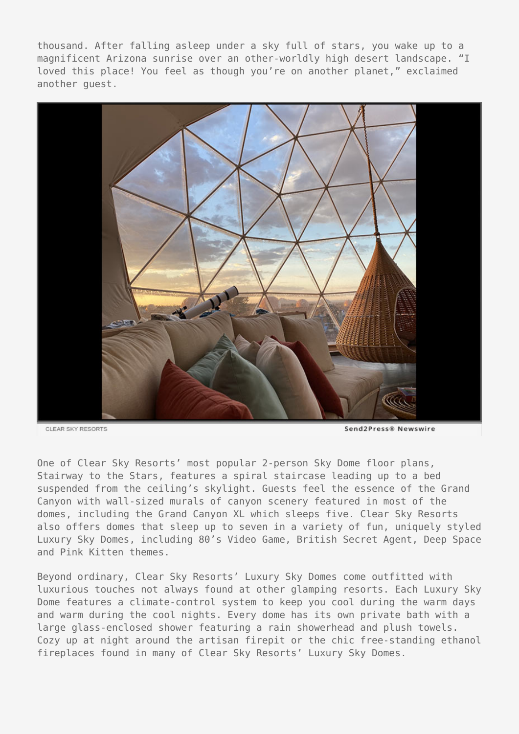thousand. After falling asleep under a sky full of stars, you wake up to a magnificent Arizona sunrise over an other-worldly high desert landscape. “I loved this place! You feel as though you’re on another planet,” exclaimed another guest.

CLEAR SKY RESORTS Send2Press® Newswire

One of Clear Sky Resorts’ most popular 2-person Sky Dome floor plans, Stairway to the Stars, features a spiral staircase leading up to a bed suspended from the ceiling’s skylight. Guests feel the essence of the Grand Canyon with wall-sized murals of canyon scenery featured in most of the domes, including the Grand Canyon XL which sleeps five. Clear Sky Resorts also offers domes that sleep up to seven in a variety of fun, uniquely styled Luxury Sky Domes, including 80’s Video Game, British Secret Agent, Deep Space and Pink Kitten themes.

Beyond ordinary, Clear Sky Resorts’ Luxury Sky Domes come outfitted with luxurious touches not always found at other glamping resorts. Each Luxury Sky Dome features a climate-control system to keep you cool during the warm days and warm during the cool nights. Every dome has its own private bath with a large glass-enclosed shower featuring a rain showerhead and plush towels. Cozy up at night around the artisan firepit or the chic free-standing ethanol fireplaces found in many of Clear Sky Resorts’ Luxury Sky Domes.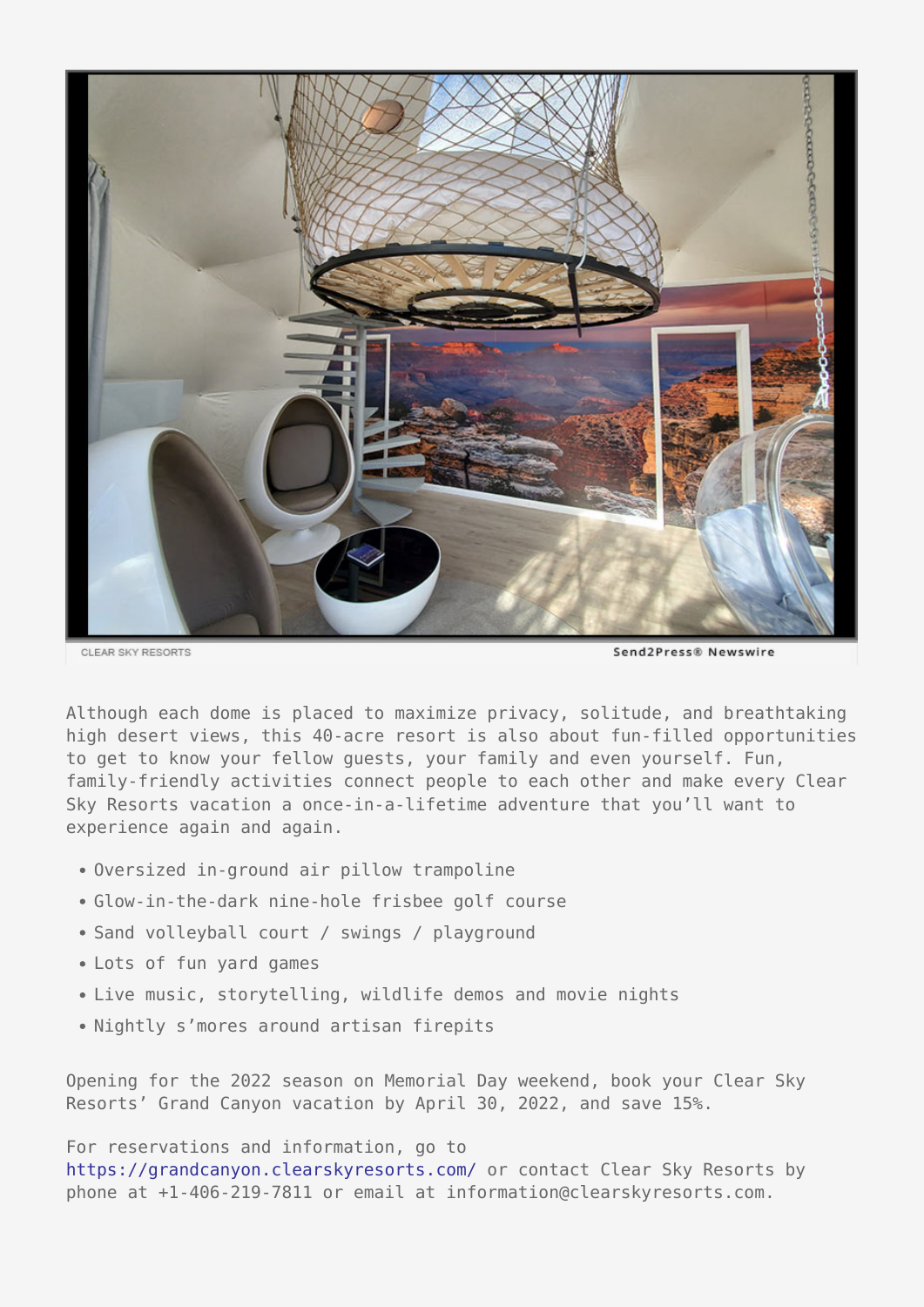CLEAR SKY RESORTS

Send2Press® Newswire

Although each dome is placed to maximize privacy, solitude, and breathtaking high desert views, this 40-acre resort is also about fun-filled opportunities to get to know your fellow guests, your family and even yourself. Fun, family-friendly activities connect people to each other and make every Clear Sky Resorts vacation a once-in-a-lifetime adventure that you'll want to experience again and again.

- Oversized in-ground air pillow trampoline
- Glow-in-the-dark nine-hole frisbee golf course
- Sand volleyball court / swings / playground
- Lots of fun yard games
- Live music, storytelling, wildlife demos and movie nights
- Nightly s'mores around artisan firepits

Opening for the 2022 season on Memorial Day weekend, book your Clear Sky Resorts' Grand Canyon vacation by April 30, 2022, and save 15%.

For reservations and information, go to https://grandcanyon.clearskyresorts.com/ or contact Clear Sky Resorts by phone at +1-406-219-7811 or email at information@clearskyresorts.com.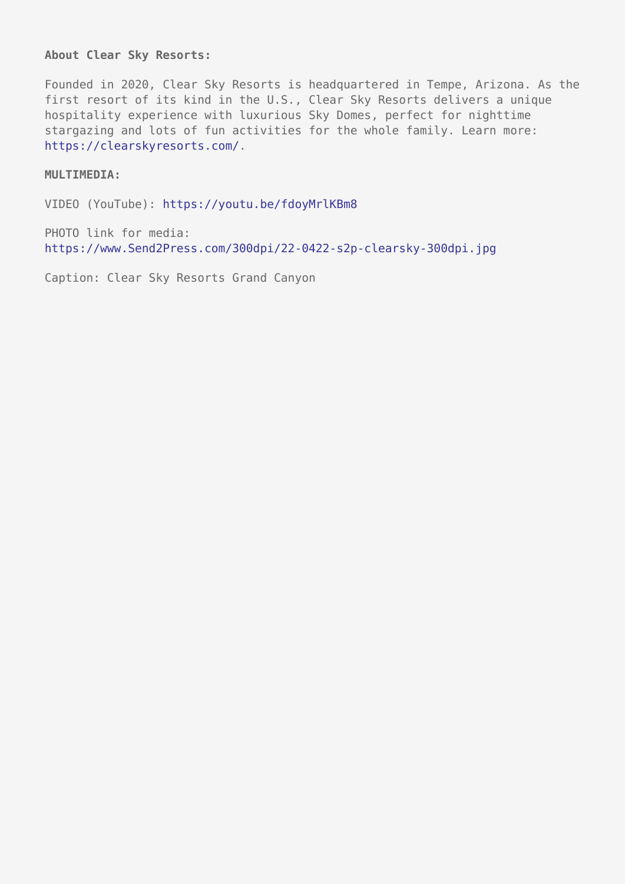**About Clear Sky Resorts:**

Founded in 2020, Clear Sky Resorts is headquartered in Tempe, Arizona. As the first resort of its kind in the U.S., Clear Sky Resorts delivers a unique hospitality experience with luxurious Sky Domes, perfect for nighttime stargazing and lots of fun activities for the whole family. Learn more: https://clearskyresorts.com/.

**MULTIMEDIA:**

VIDEO (YouTube): https://youtu.be/fdoyMrlKBm8

PHOTO link for media: https://www.Send2Press.com/300dpi/22-0422-s2p-clearsky-300dpi.jpg

Caption: Clear Sky Resorts Grand Canyon